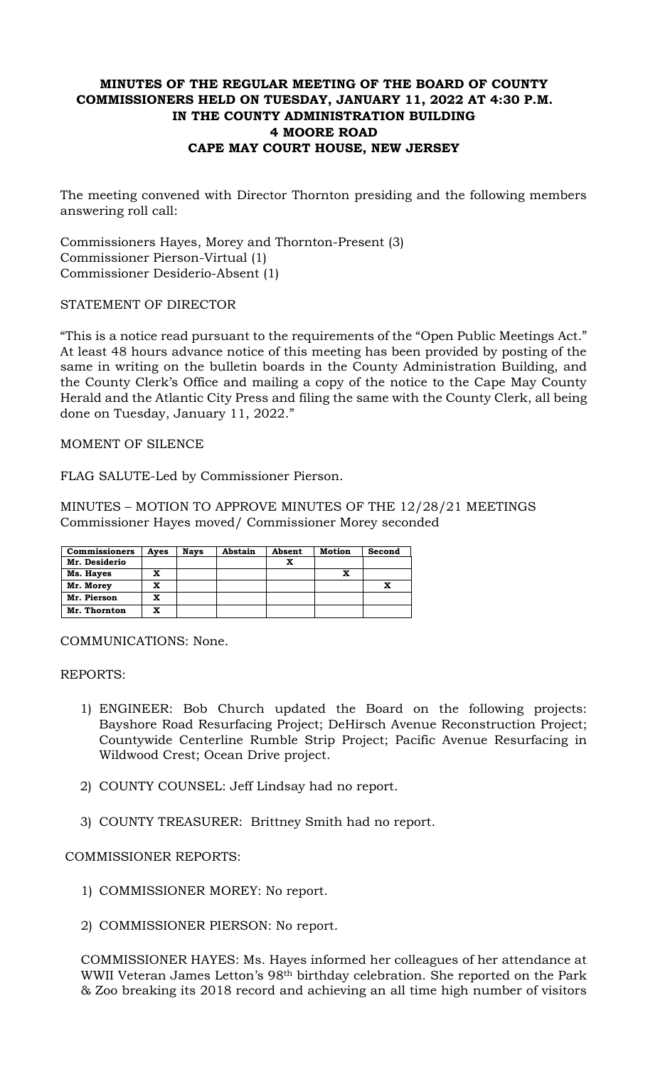# MINUTES OF THE REGULAR MEETING OF THE BOARD OF COUNTY COMMISSIONERS HELD ON TUESDAY, JANUARY 11, 2022 AT 4:30 P.M. IN THE COUNTY ADMINISTRATION BUILDING 4 MOORE ROAD CAPE MAY COURT HOUSE, NEW JERSEY

The meeting convened with Director Thornton presiding and the following members answering roll call:

Commissioners Hayes, Morey and Thornton-Present (3)
Commissioner Pierson-Virtual (1)
Commissioner Desiderio-Absent (1)

STATEMENT OF DIRECTOR

"This is a notice read pursuant to the requirements of the "Open Public Meetings Act." At least 48 hours advance notice of this meeting has been provided by posting of the same in writing on the bulletin boards in the County Administration Building, and the County Clerk's Office and mailing a copy of the notice to the Cape May County Herald and the Atlantic City Press and filing the same with the County Clerk, all being done on Tuesday, January 11, 2022."

MOMENT OF SILENCE

FLAG SALUTE-Led by Commissioner Pierson.

MINUTES – MOTION TO APPROVE MINUTES OF THE 12/28/21 MEETINGS
Commissioner Hayes moved/ Commissioner Morey seconded

| Commissioners | Ayes | Nays | Abstain | Absent | Motion | Second |
|---|---|---|---|---|---|---|
| Mr. Desiderio | | | | X | | |
| Ms. Hayes | X | | | | X | |
| Mr. Morey | X | | | | | X |
| Mr. Pierson | X | | | | | |
| Mr. Thornton | X | | | | | |

COMMUNICATIONS: None.

REPORTS:

1) ENGINEER: Bob Church updated the Board on the following projects: Bayshore Road Resurfacing Project; DeHirsch Avenue Reconstruction Project; Countywide Centerline Rumble Strip Project; Pacific Avenue Resurfacing in Wildwood Crest; Ocean Drive project.

2) COUNTY COUNSEL: Jeff Lindsay had no report.

3) COUNTY TREASURER: Brittney Smith had no report.

COMMISSIONER REPORTS:

1) COMMISSIONER MOREY: No report.

2) COMMISSIONER PIERSON: No report.

COMMISSIONER HAYES: Ms. Hayes informed her colleagues of her attendance at WWII Veteran James Letton's 98th birthday celebration. She reported on the Park & Zoo breaking its 2018 record and achieving an all time high number of visitors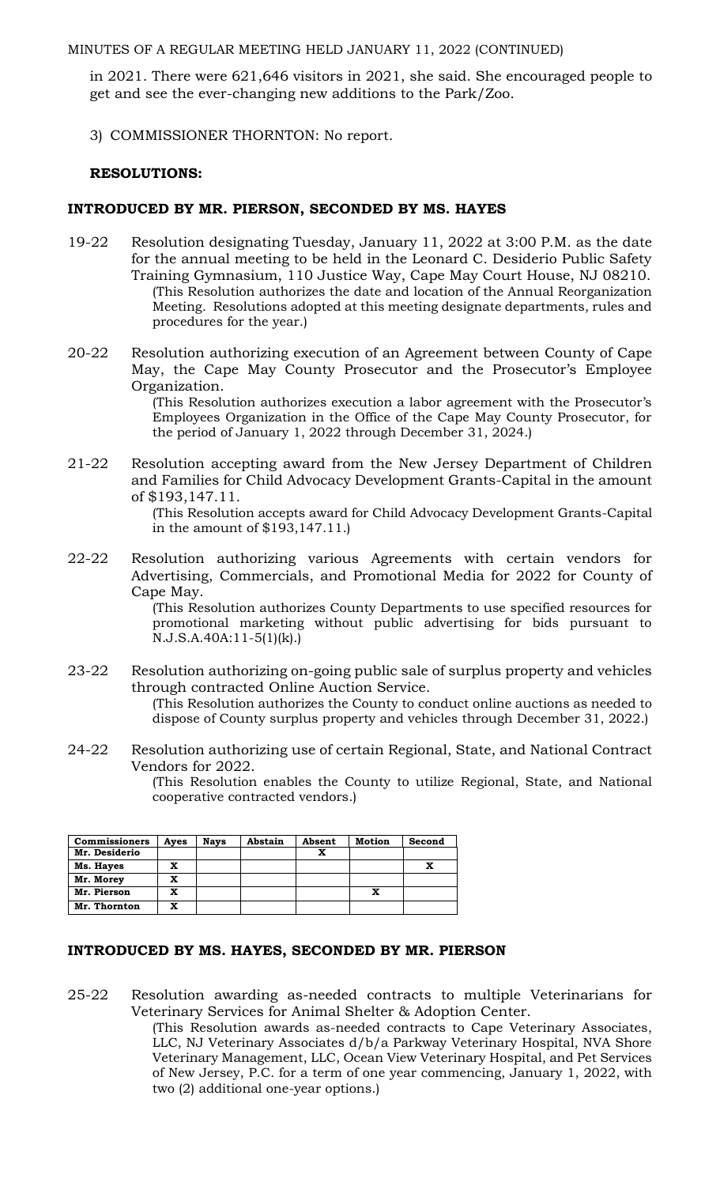in 2021. There were 621,646 visitors in 2021, she said. She encouraged people to get and see the ever-changing new additions to the Park/Zoo.

3) COMMISSIONER THORNTON: No report.

**RESOLUTIONS:**

**INTRODUCED BY MR. PIERSON, SECONDED BY MS. HAYES**

19-22 Resolution designating Tuesday, January 11, 2022 at 3:00 P.M. as the date for the annual meeting to be held in the Leonard C. Desiderio Public Safety Training Gymnasium, 110 Justice Way, Cape May Court House, NJ 08210.
(This Resolution authorizes the date and location of the Annual Reorganization Meeting. Resolutions adopted at this meeting designate departments, rules and procedures for the year.)

20-22 Resolution authorizing execution of an Agreement between County of Cape May, the Cape May County Prosecutor and the Prosecutor's Employee Organization.
(This Resolution authorizes execution a labor agreement with the Prosecutor's Employees Organization in the Office of the Cape May County Prosecutor, for the period of January 1, 2022 through December 31, 2024.)

21-22 Resolution accepting award from the New Jersey Department of Children and Families for Child Advocacy Development Grants-Capital in the amount of $193,147.11.
(This Resolution accepts award for Child Advocacy Development Grants-Capital in the amount of $193,147.11.)

22-22 Resolution authorizing various Agreements with certain vendors for Advertising, Commercials, and Promotional Media for 2022 for County of Cape May.
(This Resolution authorizes County Departments to use specified resources for promotional marketing without public advertising for bids pursuant to N.J.S.A.40A:11-5(1)(k).)

23-22 Resolution authorizing on-going public sale of surplus property and vehicles through contracted Online Auction Service.
(This Resolution authorizes the County to conduct online auctions as needed to dispose of County surplus property and vehicles through December 31, 2022.)

24-22 Resolution authorizing use of certain Regional, State, and National Contract Vendors for 2022.
(This Resolution enables the County to utilize Regional, State, and National cooperative contracted vendors.)

| Commissioners | Ayes | Nays | Abstain | Absent | Motion | Second |
|---|---|---|---|---|---|---|
| Mr. Desiderio | | | | X | | |
| Ms. Hayes | X | | | | | X |
| Mr. Morey | X | | | | | |
| Mr. Pierson | X | | | | X | |
| Mr. Thornton | X | | | | | |

**INTRODUCED BY MS. HAYES, SECONDED BY MR. PIERSON**

25-22 Resolution awarding as-needed contracts to multiple Veterinarians for Veterinary Services for Animal Shelter & Adoption Center.
(This Resolution awards as-needed contracts to Cape Veterinary Associates, LLC, NJ Veterinary Associates d/b/a Parkway Veterinary Hospital, NVA Shore Veterinary Management, LLC, Ocean View Veterinary Hospital, and Pet Services of New Jersey, P.C. for a term of one year commencing, January 1, 2022, with two (2) additional one-year options.)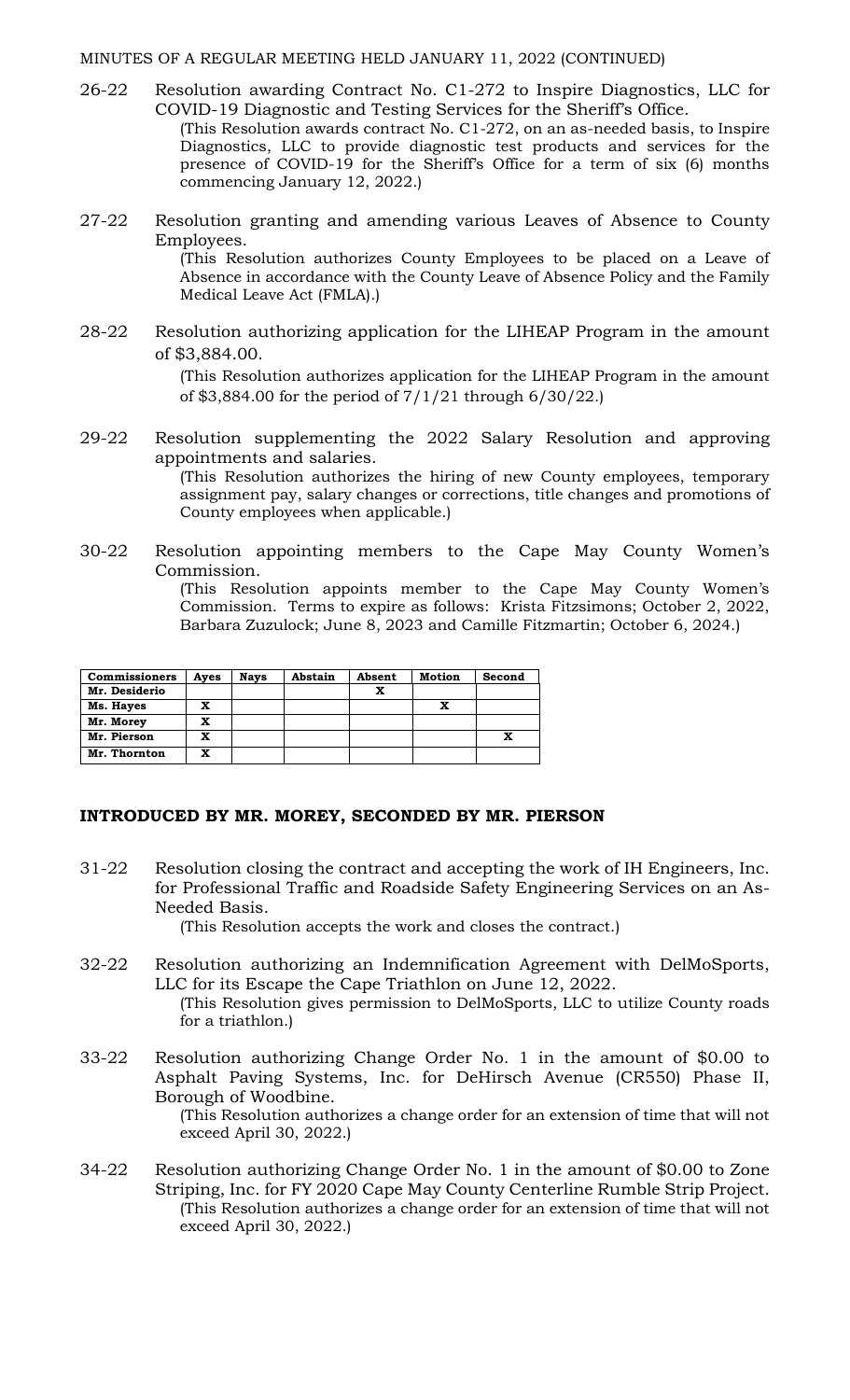MINUTES OF A REGULAR MEETING HELD JANUARY 11, 2022 (CONTINUED)

26-22 Resolution awarding Contract No. C1-272 to Inspire Diagnostics, LLC for COVID-19 Diagnostic and Testing Services for the Sheriff's Office.
(This Resolution awards contract No. C1-272, on an as-needed basis, to Inspire Diagnostics, LLC to provide diagnostic test products and services for the presence of COVID-19 for the Sheriff's Office for a term of six (6) months commencing January 12, 2022.)

27-22 Resolution granting and amending various Leaves of Absence to County Employees.
(This Resolution authorizes County Employees to be placed on a Leave of Absence in accordance with the County Leave of Absence Policy and the Family Medical Leave Act (FMLA).)

28-22 Resolution authorizing application for the LIHEAP Program in the amount of $3,884.00.
(This Resolution authorizes application for the LIHEAP Program in the amount of $3,884.00 for the period of 7/1/21 through 6/30/22.)

29-22 Resolution supplementing the 2022 Salary Resolution and approving appointments and salaries.
(This Resolution authorizes the hiring of new County employees, temporary assignment pay, salary changes or corrections, title changes and promotions of County employees when applicable.)

30-22 Resolution appointing members to the Cape May County Women's Commission.
(This Resolution appoints member to the Cape May County Women's Commission. Terms to expire as follows: Krista Fitzsimons; October 2, 2022, Barbara Zuzulock; June 8, 2023 and Camille Fitzmartin; October 6, 2024.)

| Commissioners | Ayes | Nays | Abstain | Absent | Motion | Second |
|---|---|---|---|---|---|---|
| Mr. Desiderio | | | | X | | |
| Ms. Hayes | X | | | | X | |
| Mr. Morey | X | | | | | |
| Mr. Pierson | X | | | | | X |
| Mr. Thornton | X | | | | | |

**INTRODUCED BY MR. MOREY, SECONDED BY MR. PIERSON**

31-22 Resolution closing the contract and accepting the work of IH Engineers, Inc. for Professional Traffic and Roadside Safety Engineering Services on an As-Needed Basis.
(This Resolution accepts the work and closes the contract.)

32-22 Resolution authorizing an Indemnification Agreement with DelMoSports, LLC for its Escape the Cape Triathlon on June 12, 2022.
(This Resolution gives permission to DelMoSports, LLC to utilize County roads for a triathlon.)

33-22 Resolution authorizing Change Order No. 1 in the amount of $0.00 to Asphalt Paving Systems, Inc. for DeHirsch Avenue (CR550) Phase II, Borough of Woodbine.
(This Resolution authorizes a change order for an extension of time that will not exceed April 30, 2022.)

34-22 Resolution authorizing Change Order No. 1 in the amount of $0.00 to Zone Striping, Inc. for FY 2020 Cape May County Centerline Rumble Strip Project.
(This Resolution authorizes a change order for an extension of time that will not exceed April 30, 2022.)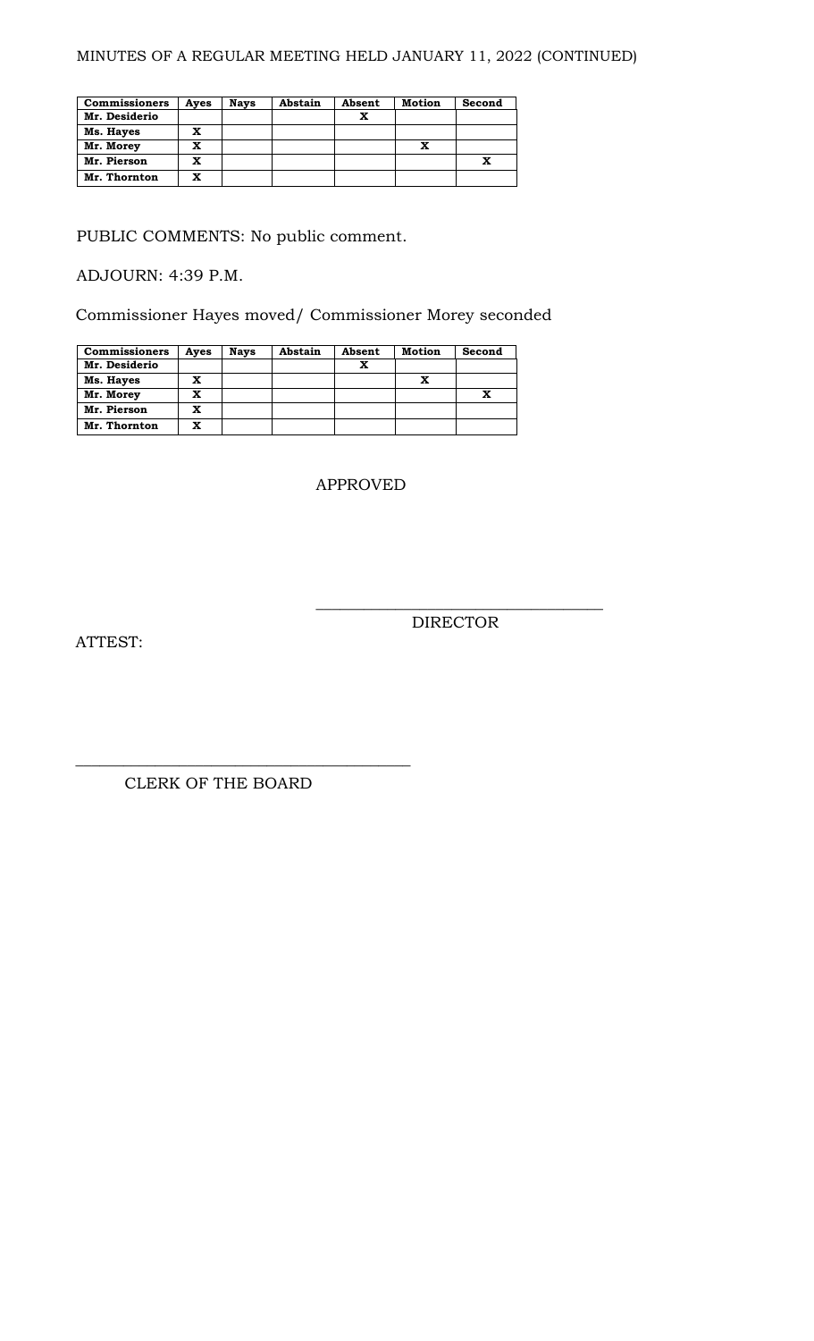MINUTES OF A REGULAR MEETING HELD JANUARY 11, 2022 (CONTINUED)

| Commissioners | Ayes | Nays | Abstain | Absent | Motion | Second |
|---|---|---|---|---|---|---|
| Mr. Desiderio | | | | X | | |
| Ms. Hayes | X | | | | | |
| Mr. Morey | X | | | | X | |
| Mr. Pierson | X | | | | | X |
| Mr. Thornton | X | | | | | |

PUBLIC COMMENTS: No public comment.

ADJOURN: 4:39 P.M.

Commissioner Hayes moved/ Commissioner Morey seconded

| Commissioners | Ayes | Nays | Abstain | Absent | Motion | Second |
|---|---|---|---|---|---|---|
| Mr. Desiderio | | | | X | | |
| Ms. Hayes | X | | | | X | |
| Mr. Morey | X | | | | | X |
| Mr. Pierson | X | | | | | |
| Mr. Thornton | X | | | | | |

APPROVED

_________________________________
DIRECTOR

ATTEST:

_________________________________________
CLERK OF THE BOARD